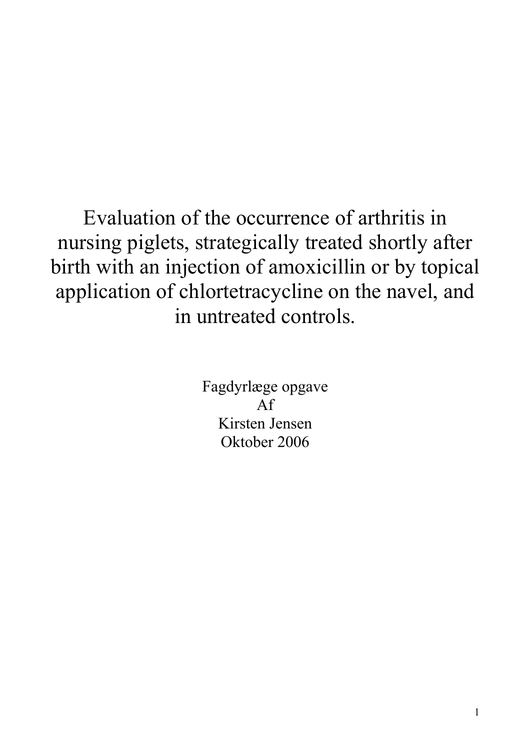# Evaluation of the occurrence of arthritis in nursing piglets, strategically treated shortly after birth with an injection of amoxicillin or by topical application of chlortetracycline on the navel, and in untreated controls.

Fagdyrlæge opgave
Af
Kirsten Jensen
Oktober 2006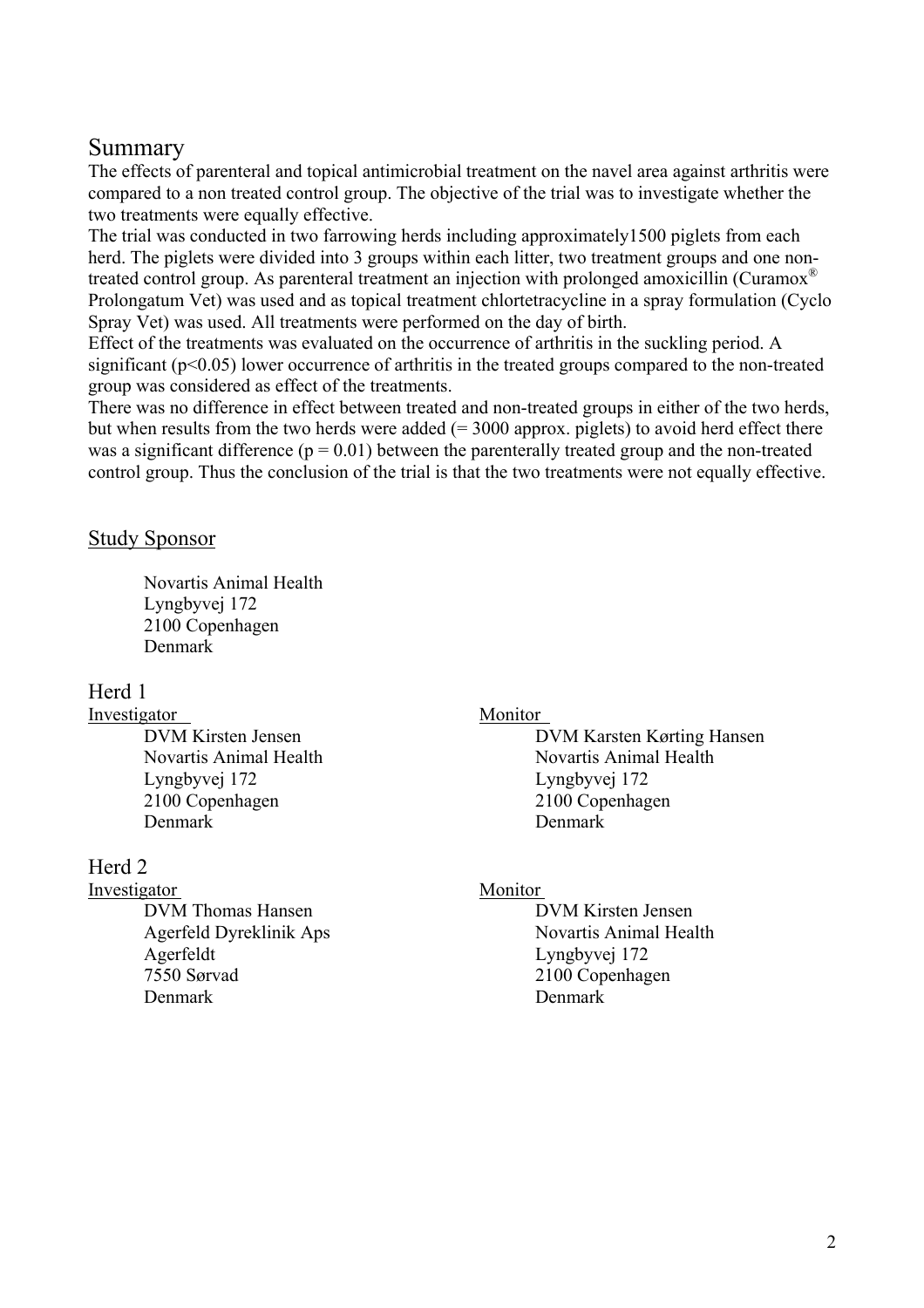## Summary

The effects of parenteral and topical antimicrobial treatment on the navel area against arthritis were compared to a non treated control group. The objective of the trial was to investigate whether the two treatments were equally effective.

The trial was conducted in two farrowing herds including approximately1500 piglets from each herd. The piglets were divided into 3 groups within each litter, two treatment groups and one non-treated control group. As parenteral treatment an injection with prolonged amoxicillin (Curamox® Prolongatum Vet) was used and as topical treatment chlortetracycline in a spray formulation (Cyclo Spray Vet) was used. All treatments were performed on the day of birth.

Effect of the treatments was evaluated on the occurrence of arthritis in the suckling period. A significant ($p<0.05$) lower occurrence of arthritis in the treated groups compared to the non-treated group was considered as effect of the treatments.

There was no difference in effect between treated and non-treated groups in either of the two herds, but when results from the two herds were added (= 3000 approx. piglets) to avoid herd effect there was a significant difference ($p = 0.01$) between the parenterally treated group and the non-treated control group. Thus the conclusion of the trial is that the two treatments were not equally effective.

### Study Sponsor

Novartis Animal Health
Lyngbyvej 172
2100 Copenhagen
Denmark

### Herd 1

**Investigator**

DVM Kirsten Jensen
Novartis Animal Health
Lyngbyvej 172
2100 Copenhagen
Denmark

**Monitor**

DVM Karsten Kørting Hansen
Novartis Animal Health
Lyngbyvej 172
2100 Copenhagen
Denmark

### Herd 2

**Investigator**

DVM Thomas Hansen
Agerfeld Dyreklinik Aps
Agerfeldt
7550 Sørvad
Denmark

**Monitor**

DVM Kirsten Jensen
Novartis Animal Health
Lyngbyvej 172
2100 Copenhagen
Denmark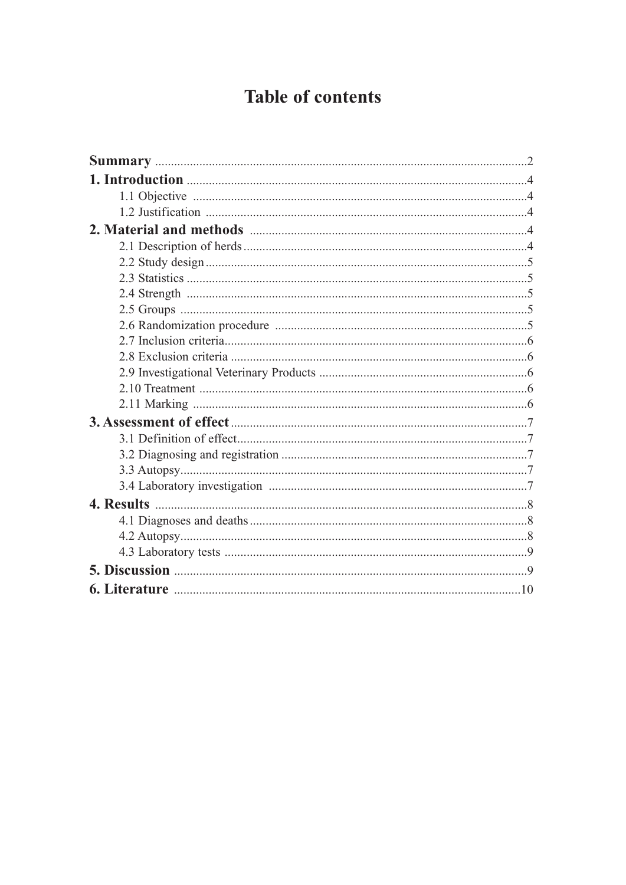# Table of contents

**Summary** ....................................................................................................2

**1. Introduction** ..........................................................................................4

- 1.1 Objective ...........................................................................................4
- 1.2 Justification ......................................................................................4

**2. Material and methods** ..........................................................................4

- 2.1 Description of herds ..........................................................................4
- 2.2 Study design ......................................................................................5
- 2.3 Statistics ............................................................................................5
- 2.4 Strength .............................................................................................5
- 2.5 Groups ...............................................................................................5
- 2.6 Randomization procedure ..................................................................5
- 2.7 Inclusion criteria .................................................................................6
- 2.8 Exclusion criteria ...............................................................................6
- 2.9 Investigational Veterinary Products ...................................................6
- 2.10 Treatment .........................................................................................6
- 2.11 Marking ............................................................................................6

**3. Assessment of effect** ..............................................................................7

- 3.1 Definition of effect ..............................................................................7
- 3.2 Diagnosing and registration ...............................................................7
- 3.3 Autopsy ...............................................................................................7
- 3.4 Laboratory investigation ....................................................................7

**4. Results** ......................................................................................................8

- 4.1 Diagnoses and deaths ........................................................................8
- 4.2 Autopsy ...............................................................................................8
- 4.3 Laboratory tests .................................................................................9

**5. Discussion** ................................................................................................9

**6. Literature** .................................................................................................10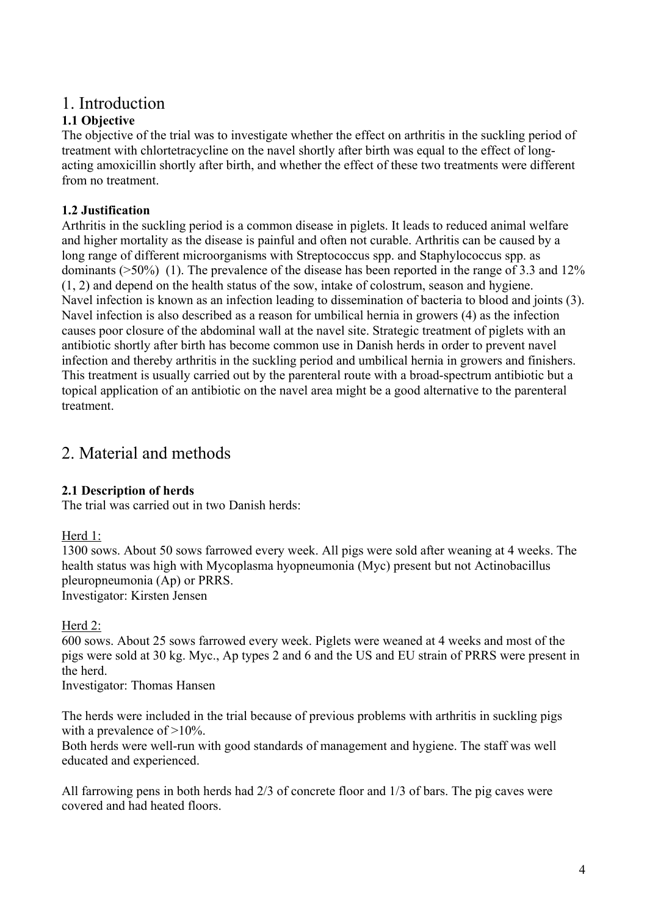# 1. Introduction

### 1.1 Objective

The objective of the trial was to investigate whether the effect on arthritis in the suckling period of treatment with chlortetracycline on the navel shortly after birth was equal to the effect of long-acting amoxicillin shortly after birth, and whether the effect of these two treatments were different from no treatment.

### 1.2 Justification

Arthritis in the suckling period is a common disease in piglets. It leads to reduced animal welfare and higher mortality as the disease is painful and often not curable. Arthritis can be caused by a long range of different microorganisms with Streptococcus spp. and Staphylococcus spp. as dominants (>50%) (1). The prevalence of the disease has been reported in the range of 3.3 and 12% (1, 2) and depend on the health status of the sow, intake of colostrum, season and hygiene. Navel infection is known as an infection leading to dissemination of bacteria to blood and joints (3). Navel infection is also described as a reason for umbilical hernia in growers (4) as the infection causes poor closure of the abdominal wall at the navel site. Strategic treatment of piglets with an antibiotic shortly after birth has become common use in Danish herds in order to prevent navel infection and thereby arthritis in the suckling period and umbilical hernia in growers and finishers. This treatment is usually carried out by the parenteral route with a broad-spectrum antibiotic but a topical application of an antibiotic on the navel area might be a good alternative to the parenteral treatment.

# 2. Material and methods

### 2.1 Description of herds

The trial was carried out in two Danish herds:

Herd 1:

1300 sows. About 50 sows farrowed every week. All pigs were sold after weaning at 4 weeks. The health status was high with Mycoplasma hyopneumonia (Myc) present but not Actinobacillus pleuropneumonia (Ap) or PRRS.
Investigator: Kirsten Jensen

Herd 2:

600 sows. About 25 sows farrowed every week. Piglets were weaned at 4 weeks and most of the pigs were sold at 30 kg. Myc., Ap types 2 and 6 and the US and EU strain of PRRS were present in the herd.
Investigator: Thomas Hansen

The herds were included in the trial because of previous problems with arthritis in suckling pigs with a prevalence of >10%.
Both herds were well-run with good standards of management and hygiene. The staff was well educated and experienced.

All farrowing pens in both herds had 2/3 of concrete floor and 1/3 of bars. The pig caves were covered and had heated floors.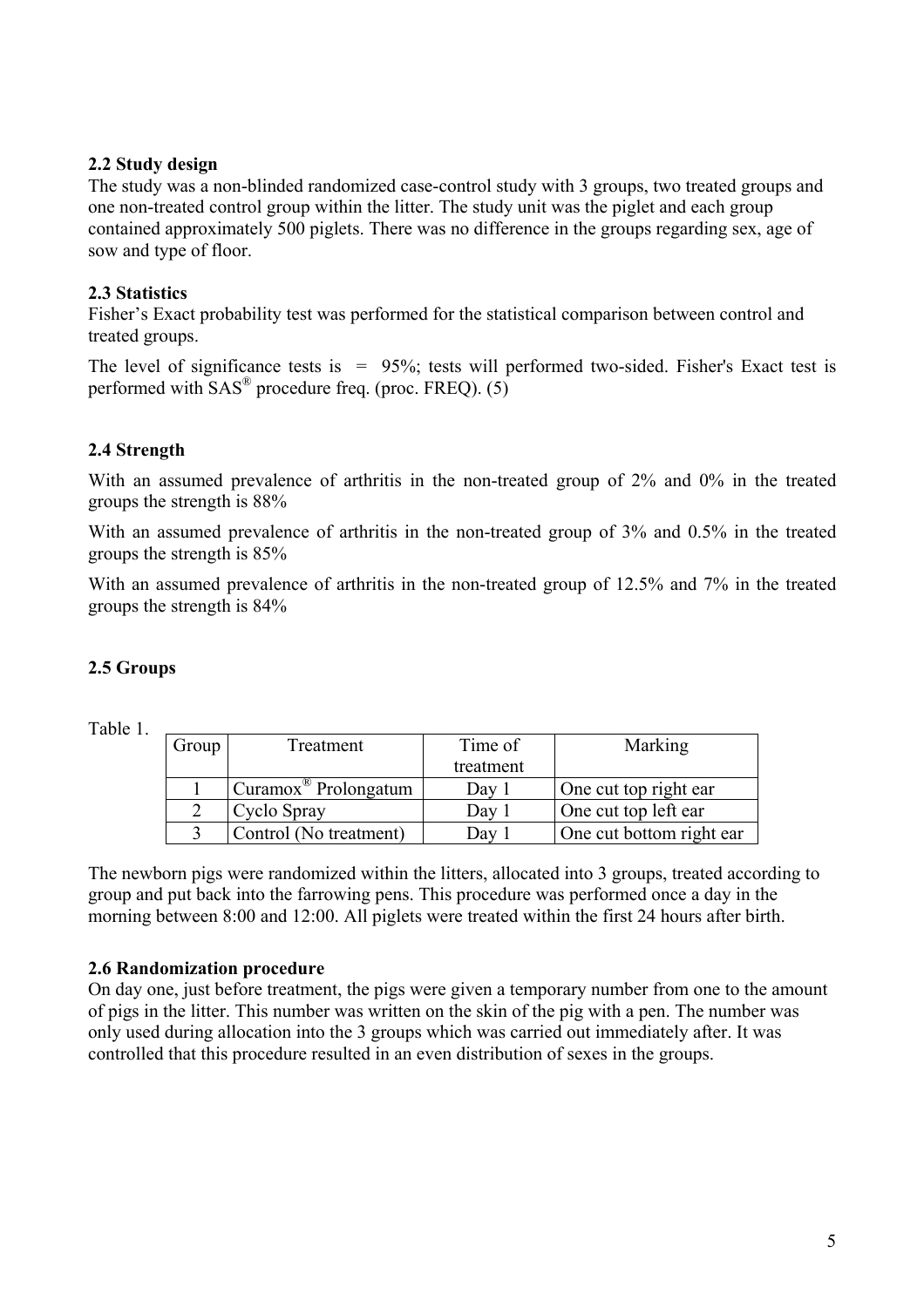### 2.2 Study design

The study was a non-blinded randomized case-control study with 3 groups, two treated groups and one non-treated control group within the litter. The study unit was the piglet and each group contained approximately 500 piglets. There was no difference in the groups regarding sex, age of sow and type of floor.

### 2.3 Statistics

Fisher's Exact probability test was performed for the statistical comparison between control and treated groups.

The level of significance tests is = 95%; tests will performed two-sided. Fisher's Exact test is performed with SAS® procedure freq. (proc. FREQ). (5)

### 2.4 Strength

With an assumed prevalence of arthritis in the non-treated group of 2% and 0% in the treated groups the strength is 88%

With an assumed prevalence of arthritis in the non-treated group of 3% and 0.5% in the treated groups the strength is 85%

With an assumed prevalence of arthritis in the non-treated group of 12.5% and 7% in the treated groups the strength is 84%

### 2.5 Groups

Table 1.

| Group | Treatment | Time of treatment | Marking |
|---|---|---|---|
| 1 | Curamox® Prolongatum | Day 1 | One cut top right ear |
| 2 | Cyclo Spray | Day 1 | One cut top left ear |
| 3 | Control (No treatment) | Day 1 | One cut bottom right ear |

The newborn pigs were randomized within the litters, allocated into 3 groups, treated according to group and put back into the farrowing pens. This procedure was performed once a day in the morning between 8:00 and 12:00. All piglets were treated within the first 24 hours after birth.

### 2.6 Randomization procedure

On day one, just before treatment, the pigs were given a temporary number from one to the amount of pigs in the litter. This number was written on the skin of the pig with a pen. The number was only used during allocation into the 3 groups which was carried out immediately after. It was controlled that this procedure resulted in an even distribution of sexes in the groups.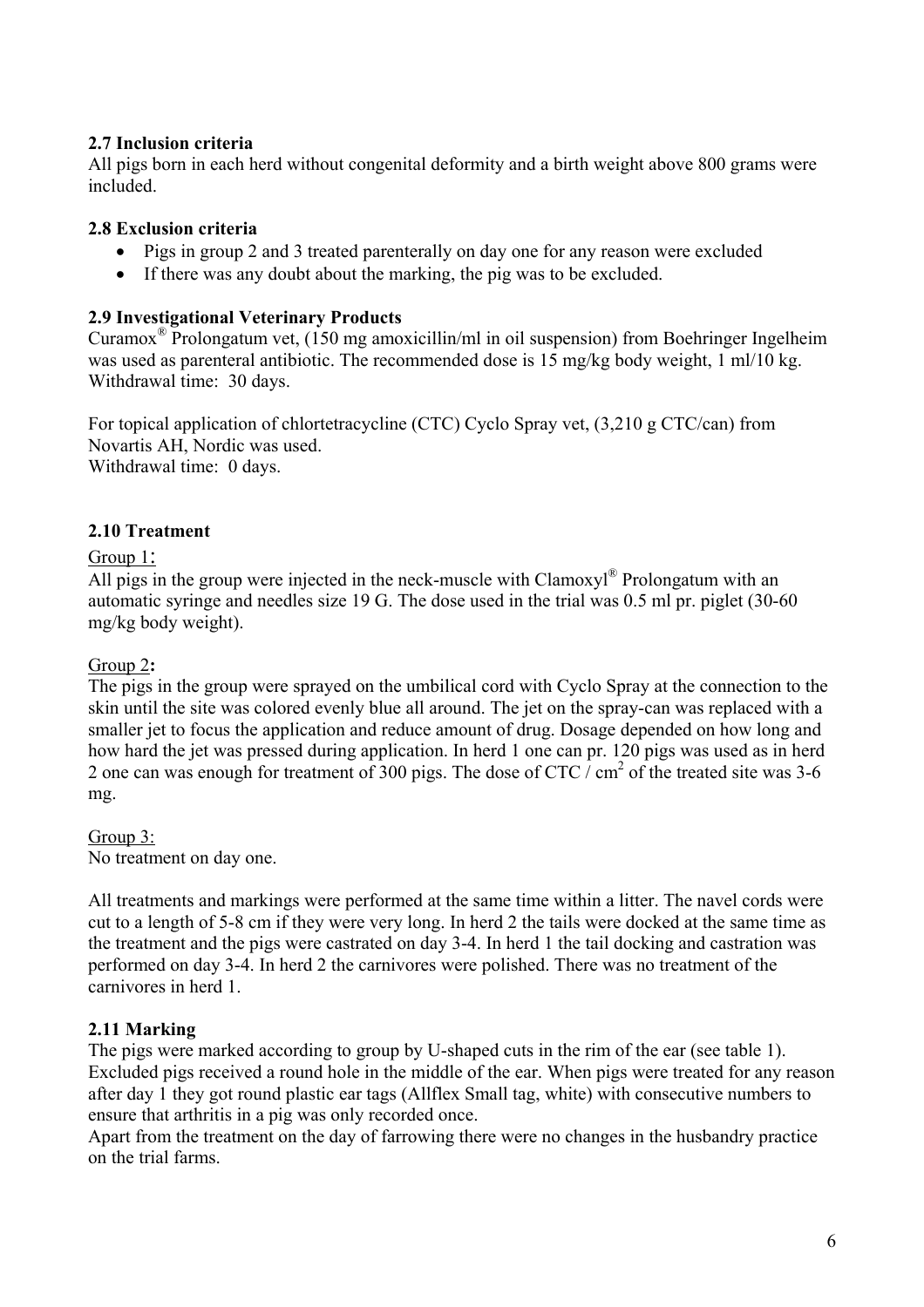### 2.7 Inclusion criteria

All pigs born in each herd without congenital deformity and a birth weight above 800 grams were included.

### 2.8 Exclusion criteria

- Pigs in group 2 and 3 treated parenterally on day one for any reason were excluded
- If there was any doubt about the marking, the pig was to be excluded.

### 2.9 Investigational Veterinary Products

Curamox® Prolongatum vet, (150 mg amoxicillin/ml in oil suspension) from Boehringer Ingelheim was used as parenteral antibiotic. The recommended dose is 15 mg/kg body weight, 1 ml/10 kg. Withdrawal time: 30 days.

For topical application of chlortetracycline (CTC) Cyclo Spray vet, (3,210 g CTC/can) from Novartis AH, Nordic was used.
Withdrawal time: 0 days.

### 2.10 Treatment

Group 1:
All pigs in the group were injected in the neck-muscle with Clamoxyl® Prolongatum with an automatic syringe and needles size 19 G. The dose used in the trial was 0.5 ml pr. piglet (30-60 mg/kg body weight).

Group 2**:**
The pigs in the group were sprayed on the umbilical cord with Cyclo Spray at the connection to the skin until the site was colored evenly blue all around. The jet on the spray-can was replaced with a smaller jet to focus the application and reduce amount of drug. Dosage depended on how long and how hard the jet was pressed during application. In herd 1 one can pr. 120 pigs was used as in herd 2 one can was enough for treatment of 300 pigs. The dose of CTC / $cm^2$ of the treated site was 3-6 mg.

Group 3:
No treatment on day one.

All treatments and markings were performed at the same time within a litter. The navel cords were cut to a length of 5-8 cm if they were very long. In herd 2 the tails were docked at the same time as the treatment and the pigs were castrated on day 3-4. In herd 1 the tail docking and castration was performed on day 3-4. In herd 2 the carnivores were polished. There was no treatment of the carnivores in herd 1.

### 2.11 Marking

The pigs were marked according to group by U-shaped cuts in the rim of the ear (see table 1). Excluded pigs received a round hole in the middle of the ear. When pigs were treated for any reason after day 1 they got round plastic ear tags (Allflex Small tag, white) with consecutive numbers to ensure that arthritis in a pig was only recorded once.
Apart from the treatment on the day of farrowing there were no changes in the husbandry practice on the trial farms.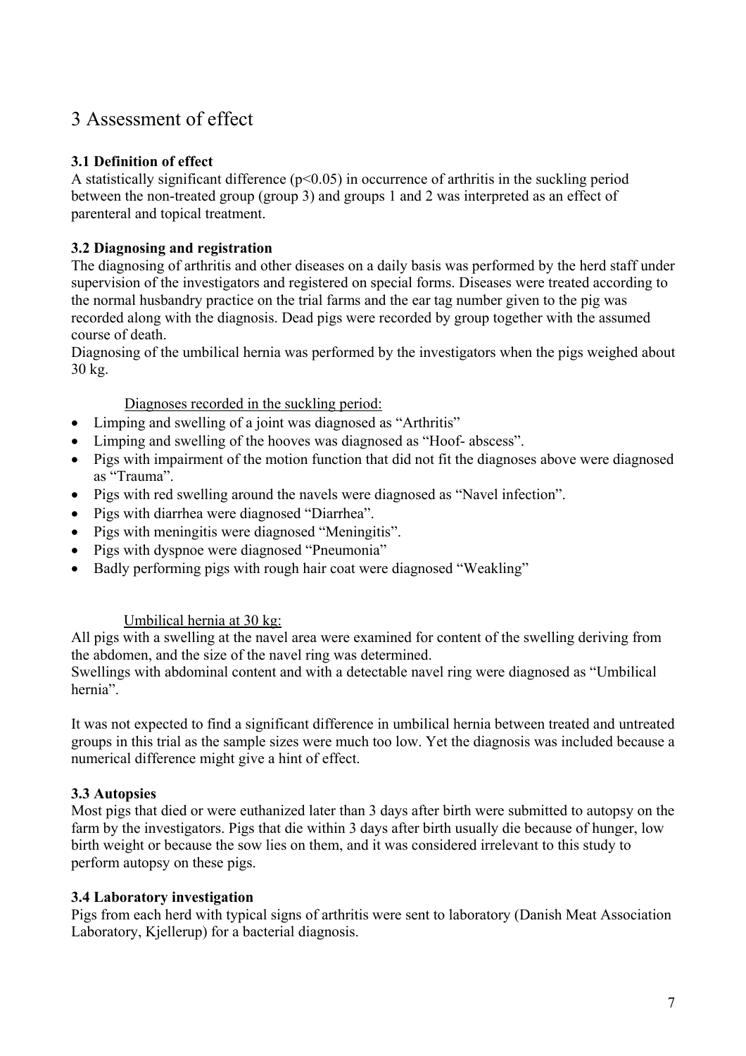# 3 Assessment of effect

### 3.1 Definition of effect

A statistically significant difference ($p<0.05$) in occurrence of arthritis in the suckling period between the non-treated group (group 3) and groups 1 and 2 was interpreted as an effect of parenteral and topical treatment.

### 3.2 Diagnosing and registration

The diagnosing of arthritis and other diseases on a daily basis was performed by the herd staff under supervision of the investigators and registered on special forms. Diseases were treated according to the normal husbandry practice on the trial farms and the ear tag number given to the pig was recorded along with the diagnosis. Dead pigs were recorded by group together with the assumed course of death.

Diagnosing of the umbilical hernia was performed by the investigators when the pigs weighed about 30 kg.

Diagnoses recorded in the suckling period:

- Limping and swelling of a joint was diagnosed as "Arthritis"
- Limping and swelling of the hooves was diagnosed as "Hoof- abscess".
- Pigs with impairment of the motion function that did not fit the diagnoses above were diagnosed as "Trauma".
- Pigs with red swelling around the navels were diagnosed as "Navel infection".
- Pigs with diarrhea were diagnosed "Diarrhea".
- Pigs with meningitis were diagnosed "Meningitis".
- Pigs with dyspnoe were diagnosed "Pneumonia"
- Badly performing pigs with rough hair coat were diagnosed "Weakling"

Umbilical hernia at 30 kg:

All pigs with a swelling at the navel area were examined for content of the swelling deriving from the abdomen, and the size of the navel ring was determined.

Swellings with abdominal content and with a detectable navel ring were diagnosed as "Umbilical hernia".

It was not expected to find a significant difference in umbilical hernia between treated and untreated groups in this trial as the sample sizes were much too low. Yet the diagnosis was included because a numerical difference might give a hint of effect.

### 3.3 Autopsies

Most pigs that died or were euthanized later than 3 days after birth were submitted to autopsy on the farm by the investigators. Pigs that die within 3 days after birth usually die because of hunger, low birth weight or because the sow lies on them, and it was considered irrelevant to this study to perform autopsy on these pigs.

### 3.4 Laboratory investigation

Pigs from each herd with typical signs of arthritis were sent to laboratory (Danish Meat Association Laboratory, Kjellerup) for a bacterial diagnosis.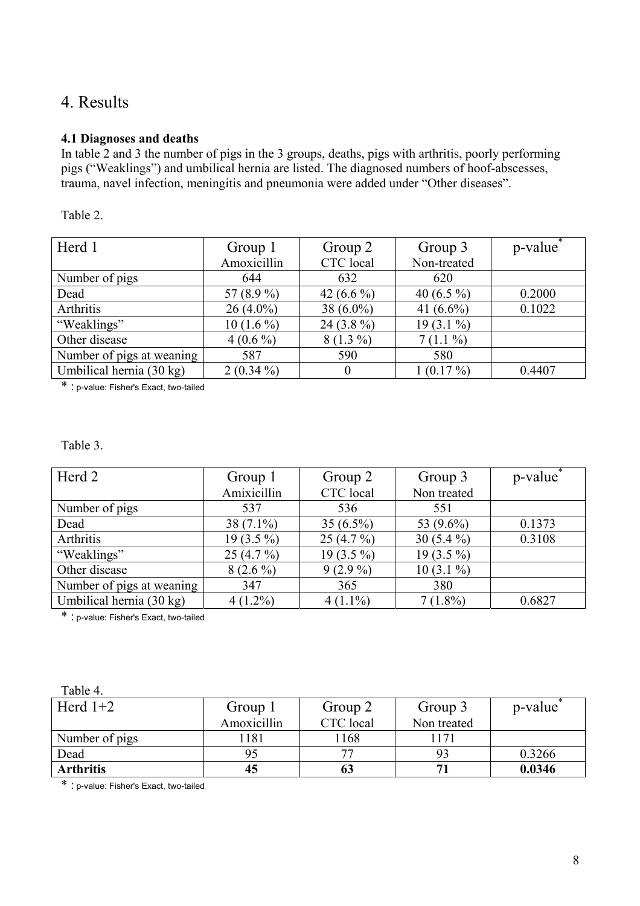# 4. Results

### 4.1 Diagnoses and deaths

In table 2 and 3 the number of pigs in the 3 groups, deaths, pigs with arthritis, poorly performing pigs ("Weaklings") and umbilical hernia are listed. The diagnosed numbers of hoof-abscesses, trauma, navel infection, meningitis and pneumonia were added under "Other diseases".

Table 2.

| Herd 1 | Group 1 Amoxicillin | Group 2 CTC local | Group 3 Non-treated | p-value* |
|---|---|---|---|---|
| Number of pigs | 644 | 632 | 620 | |
| Dead | 57 (8.9 %) | 42 (6.6 %) | 40 (6.5 %) | 0.2000 |
| Arthritis | 26 (4.0%) | 38 (6.0%) | 41 (6.6%) | 0.1022 |
| "Weaklings" | 10 (1.6 %) | 24 (3.8 %) | 19 (3.1 %) | |
| Other disease | 4 (0.6 %) | 8 (1.3 %) | 7 (1.1 %) | |
| Number of pigs at weaning | 587 | 590 | 580 | |
| Umbilical hernia (30 kg) | 2 (0.34 %) | 0 | 1 (0.17 %) | 0.4407 |

* : p-value: Fisher's Exact, two-tailed

Table 3.

| Herd 2 | Group 1 Amixicillin | Group 2 CTC local | Group 3 Non treated | p-value* |
|---|---|---|---|---|
| Number of pigs | 537 | 536 | 551 | |
| Dead | 38 (7.1%) | 35 (6.5%) | 53 (9.6%) | 0.1373 |
| Arthritis | 19 (3.5 %) | 25 (4.7 %) | 30 (5.4 %) | 0.3108 |
| "Weaklings" | 25 (4.7 %) | 19 (3.5 %) | 19 (3.5 %) | |
| Other disease | 8 (2.6 %) | 9 (2.9 %) | 10 (3.1 %) | |
| Number of pigs at weaning | 347 | 365 | 380 | |
| Umbilical hernia (30 kg) | 4 (1.2%) | 4 (1.1%) | 7 (1.8%) | 0.6827 |

* : p-value: Fisher's Exact, two-tailed

Table 4.

| Herd 1+2 | Group 1 Amoxicillin | Group 2 CTC local | Group 3 Non treated | p-value* |
|---|---|---|---|---|
| Number of pigs | 1181 | 1168 | 1171 | |
| Dead | 95 | 77 | 93 | 0.3266 |
| **Arthritis** | **45** | **63** | **71** | **0.0346** |

* : p-value: Fisher's Exact, two-tailed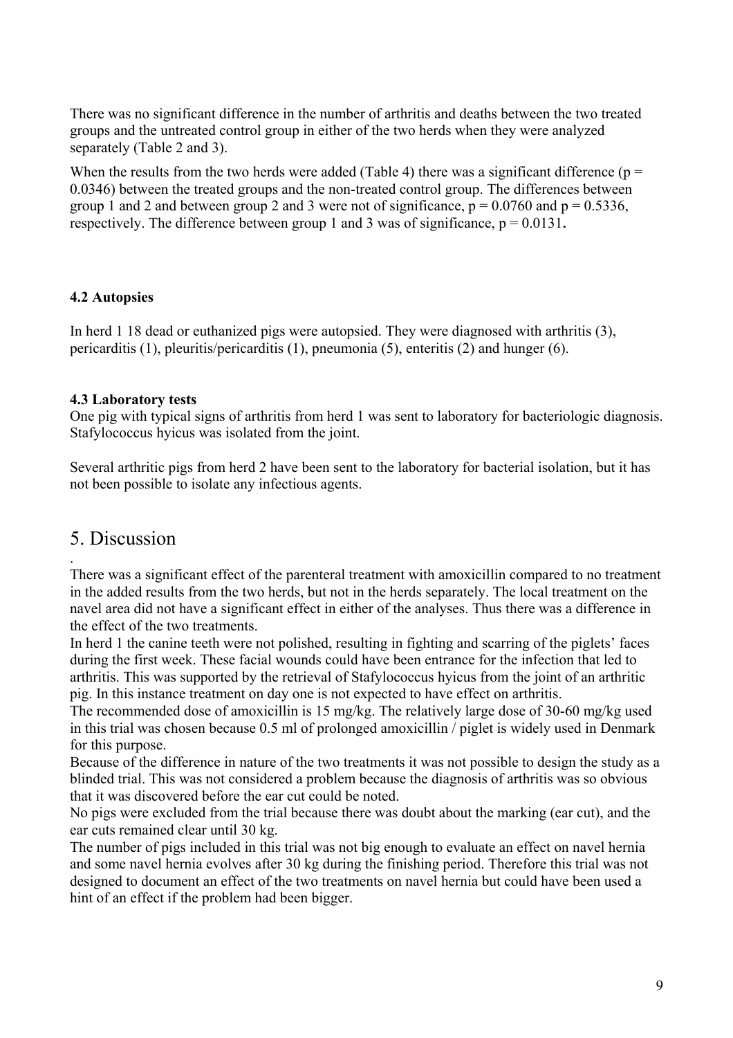There was no significant difference in the number of arthritis and deaths between the two treated groups and the untreated control group in either of the two herds when they were analyzed separately (Table 2 and 3).

When the results from the two herds were added (Table 4) there was a significant difference ($p = 0.0346$) between the treated groups and the non-treated control group. The differences between group 1 and 2 and between group 2 and 3 were not of significance, $p = 0.0760$ and $p = 0.5336$, respectively. The difference between group 1 and 3 was of significance, $p = 0.0131$**.**

### 4.2 Autopsies

In herd 1 18 dead or euthanized pigs were autopsied. They were diagnosed with arthritis (3), pericarditis (1), pleuritis/pericarditis (1), pneumonia (5), enteritis (2) and hunger (6).

### 4.3 Laboratory tests

One pig with typical signs of arthritis from herd 1 was sent to laboratory for bacteriologic diagnosis. Stafylococcus hyicus was isolated from the joint.

Several arthritic pigs from herd 2 have been sent to the laboratory for bacterial isolation, but it has not been possible to isolate any infectious agents.

## 5. Discussion

.

There was a significant effect of the parenteral treatment with amoxicillin compared to no treatment in the added results from the two herds, but not in the herds separately. The local treatment on the navel area did not have a significant effect in either of the analyses. Thus there was a difference in the effect of the two treatments.

In herd 1 the canine teeth were not polished, resulting in fighting and scarring of the piglets' faces during the first week. These facial wounds could have been entrance for the infection that led to arthritis. This was supported by the retrieval of Stafylococcus hyicus from the joint of an arthritic pig. In this instance treatment on day one is not expected to have effect on arthritis.

The recommended dose of amoxicillin is 15 mg/kg. The relatively large dose of 30-60 mg/kg used in this trial was chosen because 0.5 ml of prolonged amoxicillin / piglet is widely used in Denmark for this purpose.

Because of the difference in nature of the two treatments it was not possible to design the study as a blinded trial. This was not considered a problem because the diagnosis of arthritis was so obvious that it was discovered before the ear cut could be noted.

No pigs were excluded from the trial because there was doubt about the marking (ear cut), and the ear cuts remained clear until 30 kg.

The number of pigs included in this trial was not big enough to evaluate an effect on navel hernia and some navel hernia evolves after 30 kg during the finishing period. Therefore this trial was not designed to document an effect of the two treatments on navel hernia but could have been used a hint of an effect if the problem had been bigger.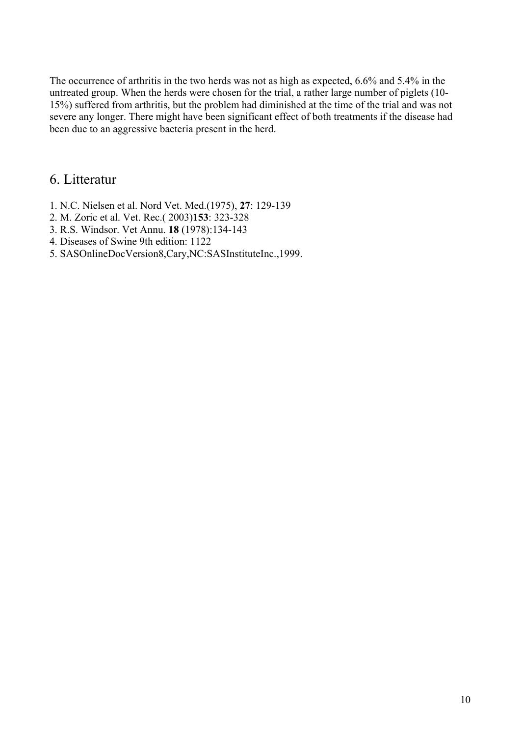The occurrence of arthritis in the two herds was not as high as expected, 6.6% and 5.4% in the untreated group. When the herds were chosen for the trial, a rather large number of piglets (10-15%) suffered from arthritis, but the problem had diminished at the time of the trial and was not severe any longer. There might have been significant effect of both treatments if the disease had been due to an aggressive bacteria present in the herd.

## 6. Litteratur

1. N.C. Nielsen et al. Nord Vet. Med.(1975), **27**: 129-139
2. M. Zoric et al. Vet. Rec.( 2003)**153**: 323-328
3. R.S. Windsor. Vet Annu. **18** (1978):134-143
4. Diseases of Swine 9th edition: 1122
5. SASOnlineDocVersion8,Cary,NC:SASInstituteInc.,1999.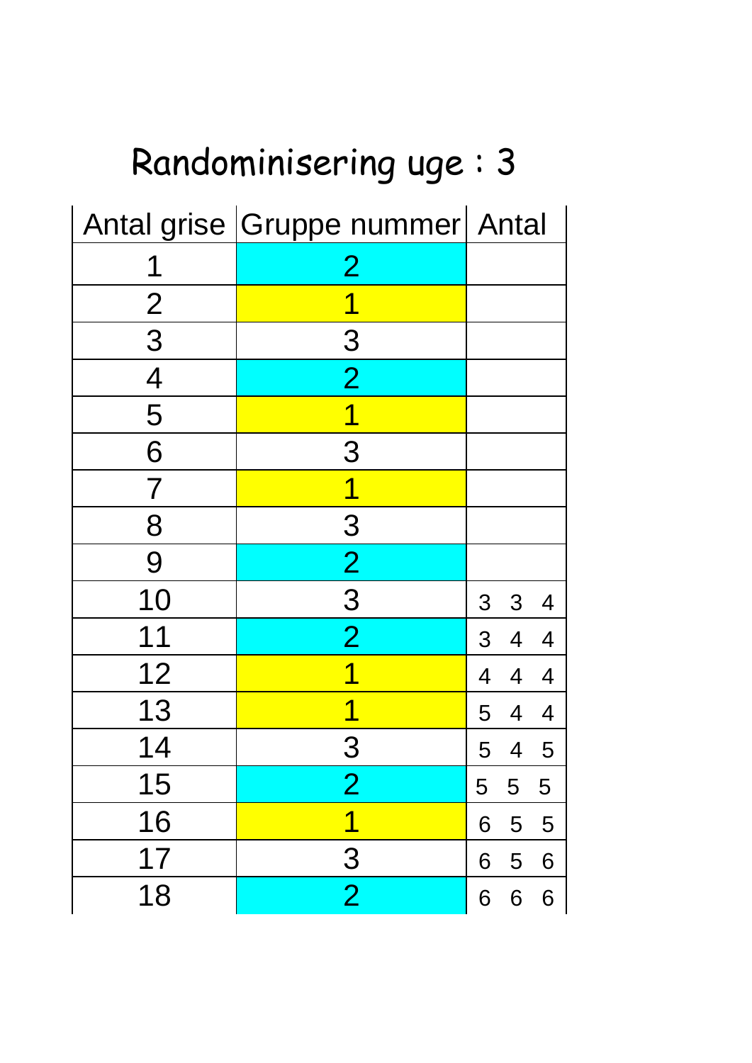# Randominisering uge : 3

| Antal grise | Gruppe nummer | Antal |
|---|---|---|
| 1 | 2 | |
| 2 | 1 | |
| 3 | 3 | |
| 4 | 2 | |
| 5 | 1 | |
| 6 | 3 | |
| 7 | 1 | |
| 8 | 3 | |
| 9 | 2 | |
| 10 | 3 | 3 3 4 |
| 11 | 2 | 3 4 4 |
| 12 | 1 | 4 4 4 |
| 13 | 1 | 5 4 4 |
| 14 | 3 | 5 4 5 |
| 15 | 2 | 5 5 5 |
| 16 | 1 | 6 5 5 |
| 17 | 3 | 6 5 6 |
| 18 | 2 | 6 6 6 |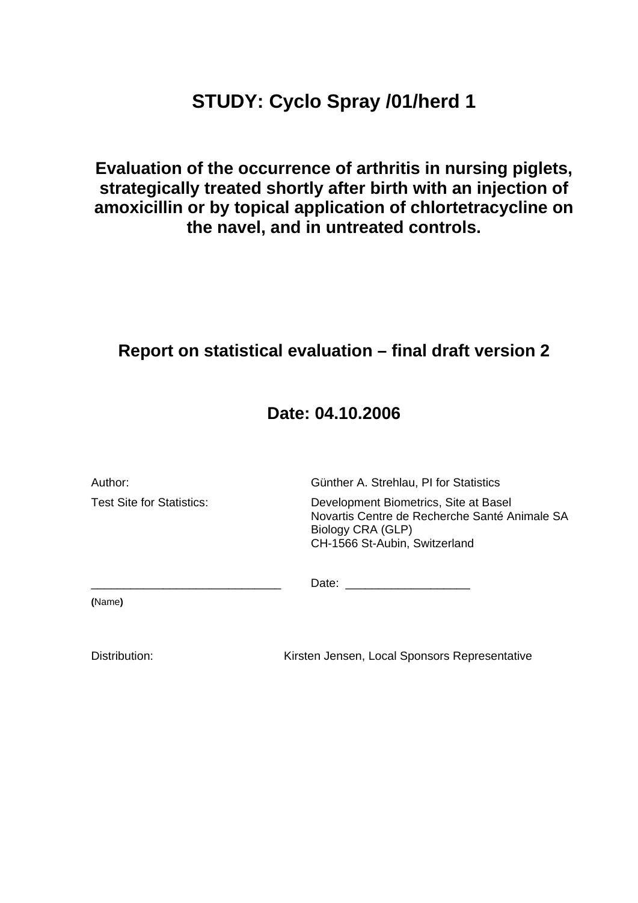# STUDY: Cyclo Spray /01/herd 1

## Evaluation of the occurrence of arthritis in nursing piglets, strategically treated shortly after birth with an injection of amoxicillin or by topical application of chlortetracycline on the navel, and in untreated controls.

## Report on statistical evaluation – final draft version 2

## Date: 04.10.2006

Author: Günther A. Strehlau, PI for Statistics

Test Site for Statistics: Development Biometrics, Site at Basel
Novartis Centre de Recherche Santé Animale SA
Biology CRA (GLP)
CH-1566 St-Aubin, Switzerland

_____________________________ Date: ___________________

**(**Name**)**

Distribution: Kirsten Jensen, Local Sponsors Representative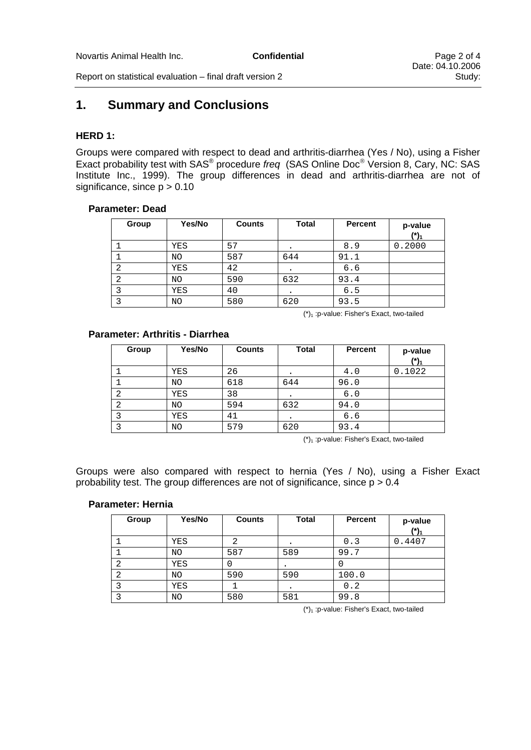# 1. Summary and Conclusions

### HERD 1:

Groups were compared with respect to dead and arthritis-diarrhea (Yes / No), using a Fisher Exact probability test with SAS® procedure *freq* (SAS Online Doc® Version 8, Cary, NC: SAS Institute Inc., 1999). The group differences in dead and arthritis-diarrhea are not of significance, since $p > 0.10$

#### Parameter: Dead

| Group | Yes/No | Counts | Total | Percent | p-value (*)₁ |
|---|---|---|---|---|---|
| 1 | YES | 57 | . | 8.9 | 0.2000 |
| 1 | NO | 587 | 644 | 91.1 | |
| 2 | YES | 42 | . | 6.6 | |
| 2 | NO | 590 | 632 | 93.4 | |
| 3 | YES | 40 | . | 6.5 | |
| 3 | NO | 580 | 620 | 93.5 | |

$(*)_1$ :p-value: Fisher's Exact, two-tailed

#### Parameter: Arthritis - Diarrhea

| Group | Yes/No | Counts | Total | Percent | p-value (*)₁ |
|---|---|---|---|---|---|
| 1 | YES | 26 | . | 4.0 | 0.1022 |
| 1 | NO | 618 | 644 | 96.0 | |
| 2 | YES | 38 | . | 6.0 | |
| 2 | NO | 594 | 632 | 94.0 | |
| 3 | YES | 41 | . | 6.6 | |
| 3 | NO | 579 | 620 | 93.4 | |

$(*)_1$ :p-value: Fisher's Exact, two-tailed

Groups were also compared with respect to hernia (Yes / No), using a Fisher Exact probability test. The group differences are not of significance, since $p > 0.4$

#### Parameter: Hernia

| Group | Yes/No | Counts | Total | Percent | p-value (*)₁ |
|---|---|---|---|---|---|
| 1 | YES | 2 | . | 0.3 | 0.4407 |
| 1 | NO | 587 | 589 | 99.7 | |
| 2 | YES | 0 | . | 0 | |
| 2 | NO | 590 | 590 | 100.0 | |
| 3 | YES | 1 | . | 0.2 | |
| 3 | NO | 580 | 581 | 99.8 | |

$(*)_1$ :p-value: Fisher's Exact, two-tailed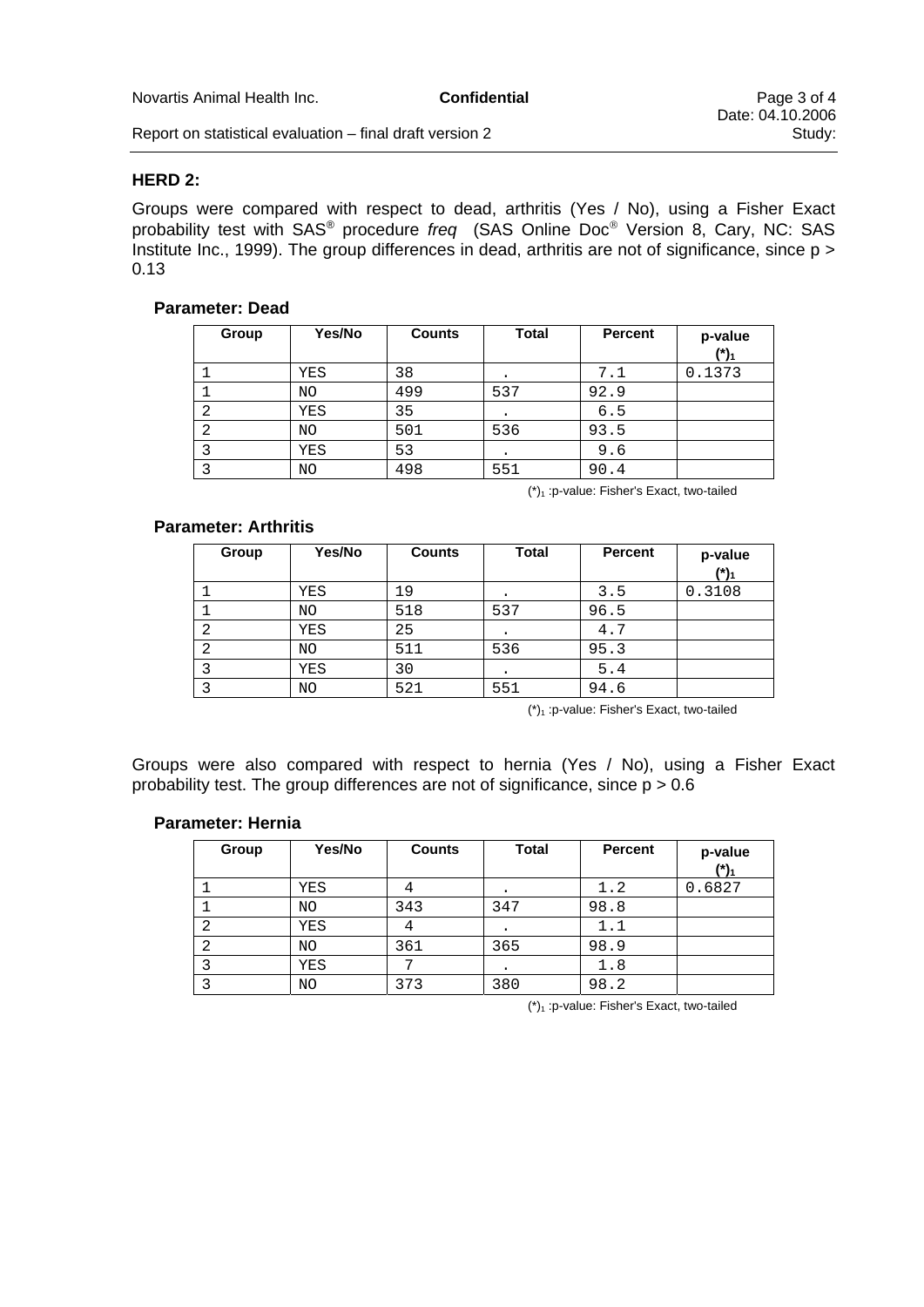**HERD 2:**

Groups were compared with respect to dead, arthritis (Yes / No), using a Fisher Exact probability test with SAS® procedure *freq* (SAS Online Doc® Version 8, Cary, NC: SAS Institute Inc., 1999). The group differences in dead, arthritis are not of significance, since p > 0.13

**Parameter: Dead**

| Group | Yes/No | Counts | Total | Percent | p-value (*)₁ |
|---|---|---|---|---|---|
| 1 | YES | 38 | . | 7.1 | 0.1373 |
| 1 | NO | 499 | 537 | 92.9 | |
| 2 | YES | 35 | . | 6.5 | |
| 2 | NO | 501 | 536 | 93.5 | |
| 3 | YES | 53 | . | 9.6 | |
| 3 | NO | 498 | 551 | 90.4 | |

(*)₁ :p-value: Fisher's Exact, two-tailed

**Parameter: Arthritis**

| Group | Yes/No | Counts | Total | Percent | p-value (*)₁ |
|---|---|---|---|---|---|
| 1 | YES | 19 | . | 3.5 | 0.3108 |
| 1 | NO | 518 | 537 | 96.5 | |
| 2 | YES | 25 | . | 4.7 | |
| 2 | NO | 511 | 536 | 95.3 | |
| 3 | YES | 30 | . | 5.4 | |
| 3 | NO | 521 | 551 | 94.6 | |

(*)₁ :p-value: Fisher's Exact, two-tailed

Groups were also compared with respect to hernia (Yes / No), using a Fisher Exact probability test. The group differences are not of significance, since p > 0.6

**Parameter: Hernia**

| Group | Yes/No | Counts | Total | Percent | p-value (*)₁ |
|---|---|---|---|---|---|
| 1 | YES | 4 | . | 1.2 | 0.6827 |
| 1 | NO | 343 | 347 | 98.8 | |
| 2 | YES | 4 | . | 1.1 | |
| 2 | NO | 361 | 365 | 98.9 | |
| 3 | YES | 7 | . | 1.8 | |
| 3 | NO | 373 | 380 | 98.2 | |

(*)₁ :p-value: Fisher's Exact, two-tailed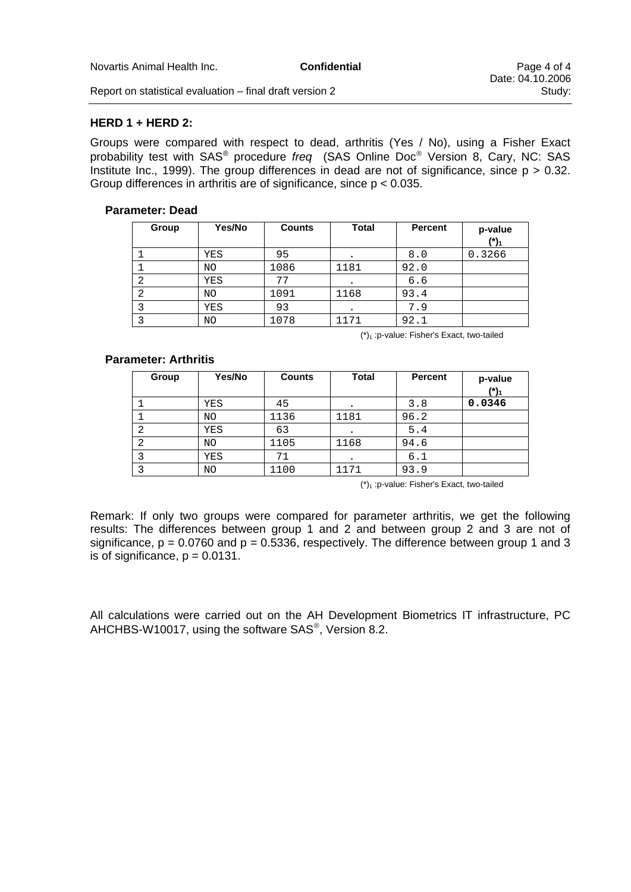**HERD 1 + HERD 2:**

Groups were compared with respect to dead, arthritis (Yes / No), using a Fisher Exact probability test with SAS® procedure *freq* (SAS Online Doc® Version 8, Cary, NC: SAS Institute Inc., 1999). The group differences in dead are not of significance, since $p > 0.32$. Group differences in arthritis are of significance, since $p < 0.035$.

**Parameter: Dead**

| Group | Yes/No | Counts | Total | Percent | p-value $(*)_1$ |
|---|---|---|---|---|---|
| 1 | YES | 95 | . | 8.0 | 0.3266 |
| 1 | NO | 1086 | 1181 | 92.0 | |
| 2 | YES | 77 | . | 6.6 | |
| 2 | NO | 1091 | 1168 | 93.4 | |
| 3 | YES | 93 | . | 7.9 | |
| 3 | NO | 1078 | 1171 | 92.1 | |

$(*)_1$ :p-value: Fisher's Exact, two-tailed

**Parameter: Arthritis**

| Group | Yes/No | Counts | Total | Percent | p-value $(*)_1$ |
|---|---|---|---|---|---|
| 1 | YES | 45 | . | 3.8 | **0.0346** |
| 1 | NO | 1136 | 1181 | 96.2 | |
| 2 | YES | 63 | . | 5.4 | |
| 2 | NO | 1105 | 1168 | 94.6 | |
| 3 | YES | 71 | . | 6.1 | |
| 3 | NO | 1100 | 1171 | 93.9 | |

$(*)_1$ :p-value: Fisher's Exact, two-tailed

Remark: If only two groups were compared for parameter arthritis, we get the following results: The differences between group 1 and 2 and between group 2 and 3 are not of significance, $p = 0.0760$ and $p = 0.5336$, respectively. The difference between group 1 and 3 is of significance, $p = 0.0131$.

All calculations were carried out on the AH Development Biometrics IT infrastructure, PC AHCHBS-W10017, using the software SAS®, Version 8.2.